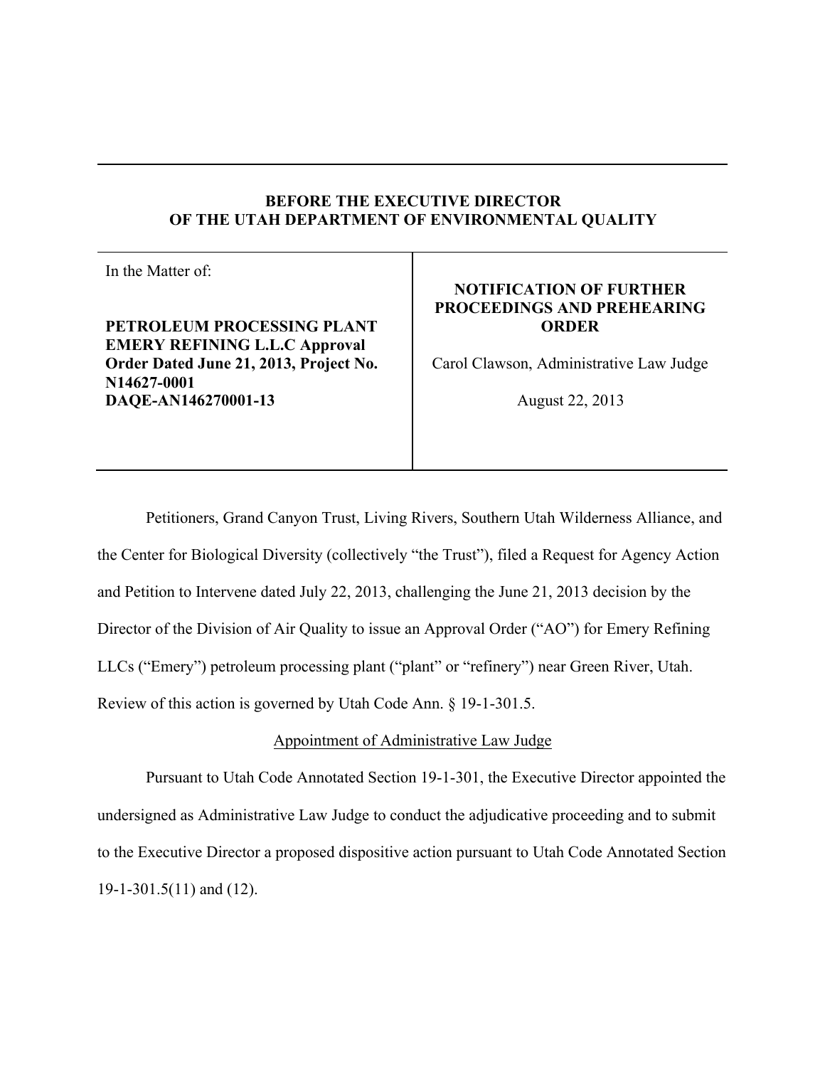**BEFORE THE EXECUTIVE DIRECTOR**
**OF THE UTAH DEPARTMENT OF ENVIRONMENTAL QUALITY**

| In the Matter of: **PETROLEUM PROCESSING PLANT EMERY REFINING L.L.C Approval Order Dated June 21, 2013, Project No. N14627-0001 DAQE-AN146270001-13** | **NOTIFICATION OF FURTHER PROCEEDINGS AND PREHEARING ORDER** Carol Clawson, Administrative Law Judge August 22, 2013 |
|---|---|

Petitioners, Grand Canyon Trust, Living Rivers, Southern Utah Wilderness Alliance, and the Center for Biological Diversity (collectively "the Trust"), filed a Request for Agency Action and Petition to Intervene dated July 22, 2013, challenging the June 21, 2013 decision by the Director of the Division of Air Quality to issue an Approval Order ("AO") for Emery Refining LLCs ("Emery") petroleum processing plant ("plant" or "refinery") near Green River, Utah. Review of this action is governed by Utah Code Ann. § 19-1-301.5.

Appointment of Administrative Law Judge

Pursuant to Utah Code Annotated Section 19-1-301, the Executive Director appointed the undersigned as Administrative Law Judge to conduct the adjudicative proceeding and to submit to the Executive Director a proposed dispositive action pursuant to Utah Code Annotated Section 19-1-301.5(11) and (12).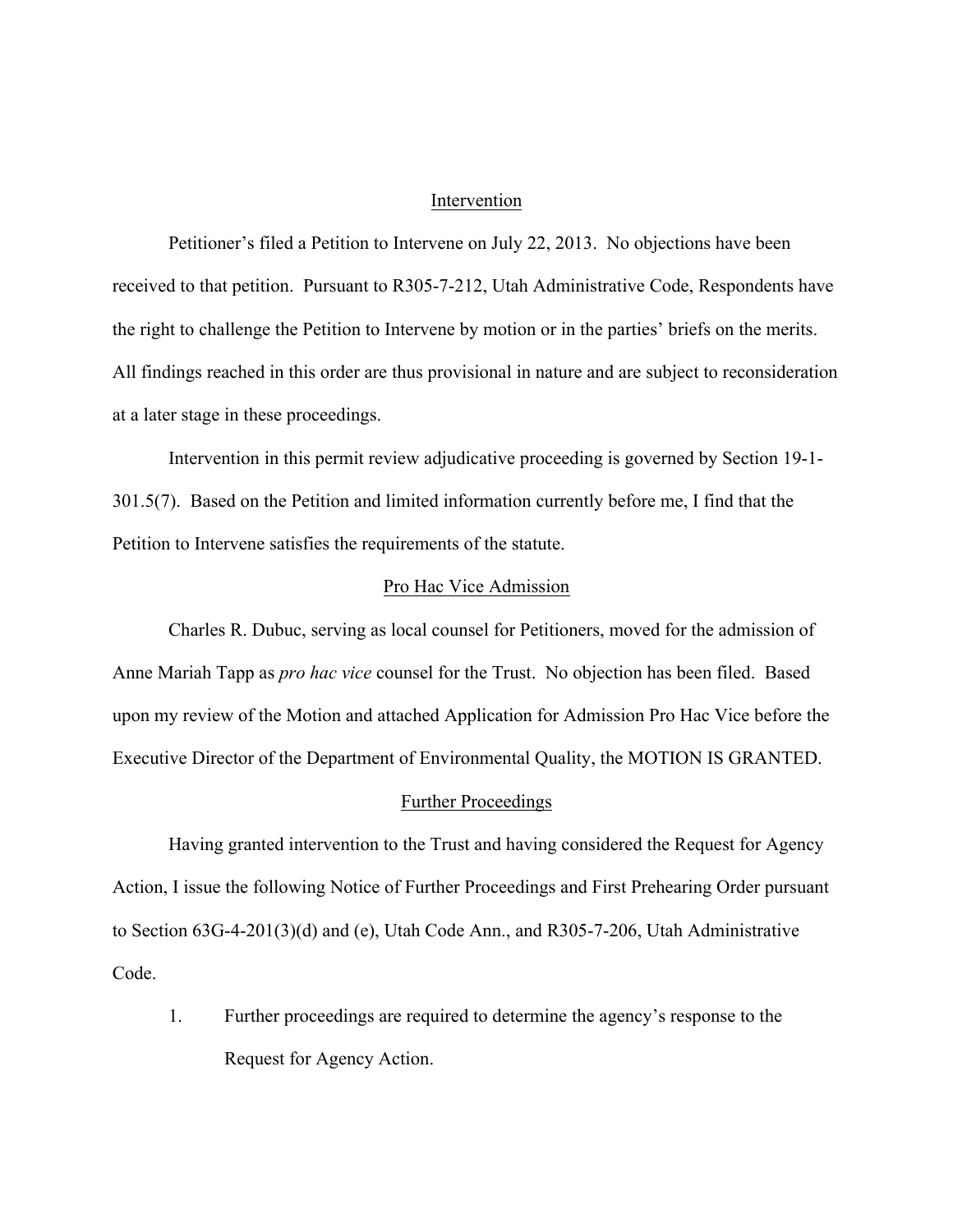## Intervention

Petitioner's filed a Petition to Intervene on July 22, 2013. No objections have been received to that petition. Pursuant to R305-7-212, Utah Administrative Code, Respondents have the right to challenge the Petition to Intervene by motion or in the parties' briefs on the merits. All findings reached in this order are thus provisional in nature and are subject to reconsideration at a later stage in these proceedings.

Intervention in this permit review adjudicative proceeding is governed by Section 19-1-301.5(7). Based on the Petition and limited information currently before me, I find that the Petition to Intervene satisfies the requirements of the statute.

## Pro Hac Vice Admission

Charles R. Dubuc, serving as local counsel for Petitioners, moved for the admission of Anne Mariah Tapp as *pro hac vice* counsel for the Trust. No objection has been filed. Based upon my review of the Motion and attached Application for Admission Pro Hac Vice before the Executive Director of the Department of Environmental Quality, the MOTION IS GRANTED.

## Further Proceedings

Having granted intervention to the Trust and having considered the Request for Agency Action, I issue the following Notice of Further Proceedings and First Prehearing Order pursuant to Section 63G-4-201(3)(d) and (e), Utah Code Ann., and R305-7-206, Utah Administrative Code.

1. Further proceedings are required to determine the agency's response to the Request for Agency Action.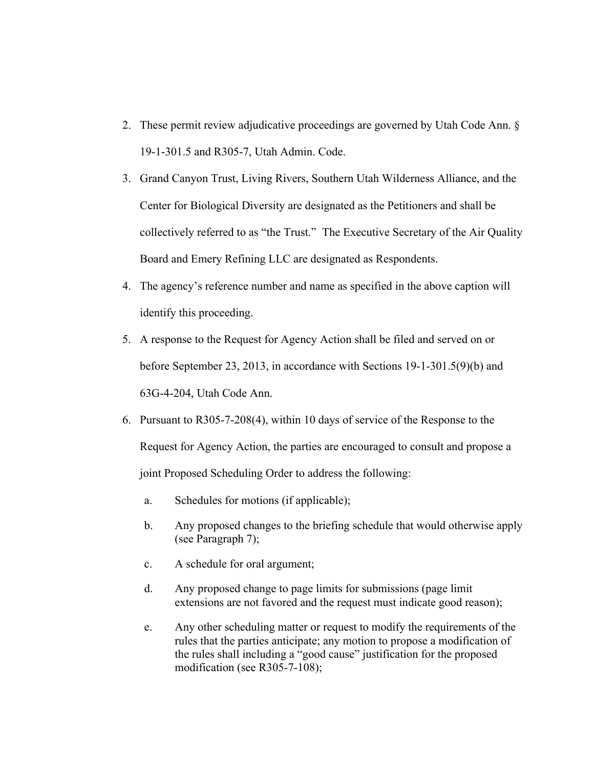2. These permit review adjudicative proceedings are governed by Utah Code Ann. § 19-1-301.5 and R305-7, Utah Admin. Code.
3. Grand Canyon Trust, Living Rivers, Southern Utah Wilderness Alliance, and the Center for Biological Diversity are designated as the Petitioners and shall be collectively referred to as "the Trust." The Executive Secretary of the Air Quality Board and Emery Refining LLC are designated as Respondents.
4. The agency's reference number and name as specified in the above caption will identify this proceeding.
5. A response to the Request for Agency Action shall be filed and served on or before September 23, 2013, in accordance with Sections 19-1-301.5(9)(b) and 63G-4-204, Utah Code Ann.
6. Pursuant to R305-7-208(4), within 10 days of service of the Response to the Request for Agency Action, the parties are encouraged to consult and propose a joint Proposed Scheduling Order to address the following:
   a. Schedules for motions (if applicable);
   b. Any proposed changes to the briefing schedule that would otherwise apply (see Paragraph 7);
   c. A schedule for oral argument;
   d. Any proposed change to page limits for submissions (page limit extensions are not favored and the request must indicate good reason);
   e. Any other scheduling matter or request to modify the requirements of the rules that the parties anticipate; any motion to propose a modification of the rules shall including a "good cause" justification for the proposed modification (see R305-7-108);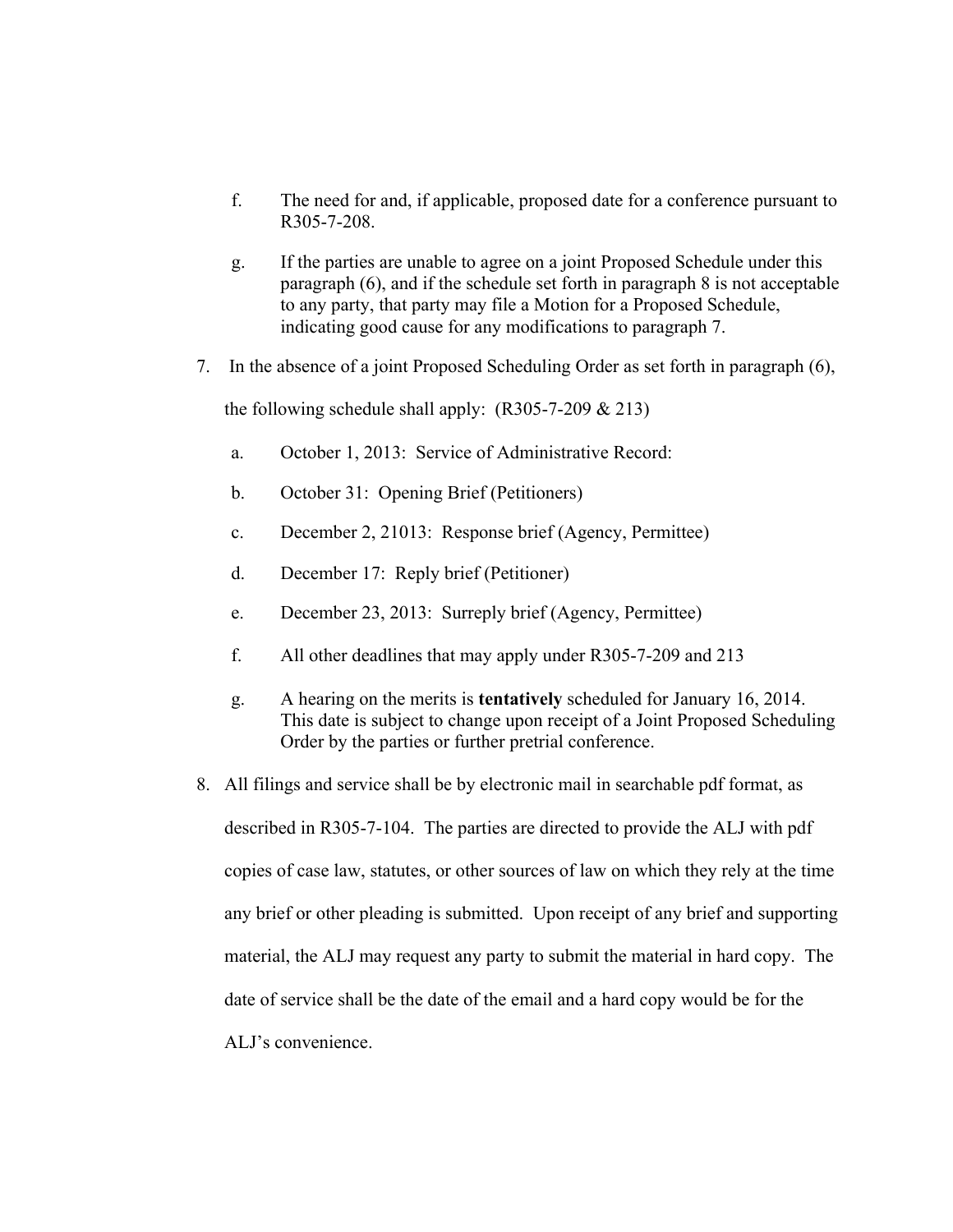f. The need for and, if applicable, proposed date for a conference pursuant to R305-7-208.

g. If the parties are unable to agree on a joint Proposed Schedule under this paragraph (6), and if the schedule set forth in paragraph 8 is not acceptable to any party, that party may file a Motion for a Proposed Schedule, indicating good cause for any modifications to paragraph 7.

7. In the absence of a joint Proposed Scheduling Order as set forth in paragraph (6), the following schedule shall apply: (R305-7-209 & 213)

   a. October 1, 2013: Service of Administrative Record:

   b. October 31: Opening Brief (Petitioners)

   c. December 2, 21013: Response brief (Agency, Permittee)

   d. December 17: Reply brief (Petitioner)

   e. December 23, 2013: Surreply brief (Agency, Permittee)

   f. All other deadlines that may apply under R305-7-209 and 213

   g. A hearing on the merits is **tentatively** scheduled for January 16, 2014. This date is subject to change upon receipt of a Joint Proposed Scheduling Order by the parties or further pretrial conference.

8. All filings and service shall be by electronic mail in searchable pdf format, as described in R305-7-104. The parties are directed to provide the ALJ with pdf copies of case law, statutes, or other sources of law on which they rely at the time any brief or other pleading is submitted. Upon receipt of any brief and supporting material, the ALJ may request any party to submit the material in hard copy. The date of service shall be the date of the email and a hard copy would be for the ALJ's convenience.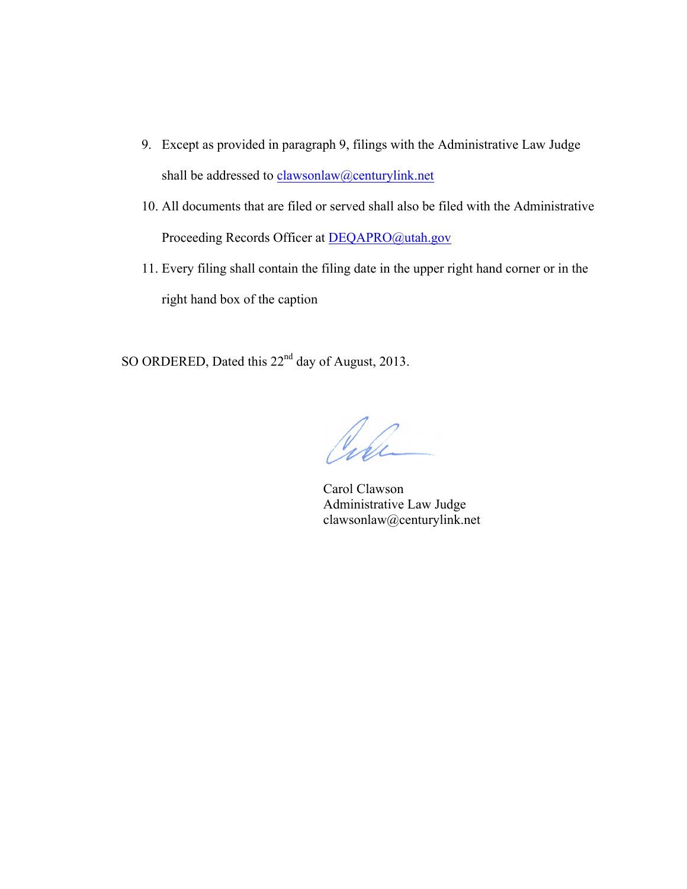9. Except as provided in paragraph 9, filings with the Administrative Law Judge shall be addressed to clawsonlaw@centurylink.net
10. All documents that are filed or served shall also be filed with the Administrative Proceeding Records Officer at DEQAPRO@utah.gov
11. Every filing shall contain the filing date in the upper right hand corner or in the right hand box of the caption

SO ORDERED, Dated this 22nd day of August, 2013.

Carol Clawson
Administrative Law Judge
clawsonlaw@centurylink.net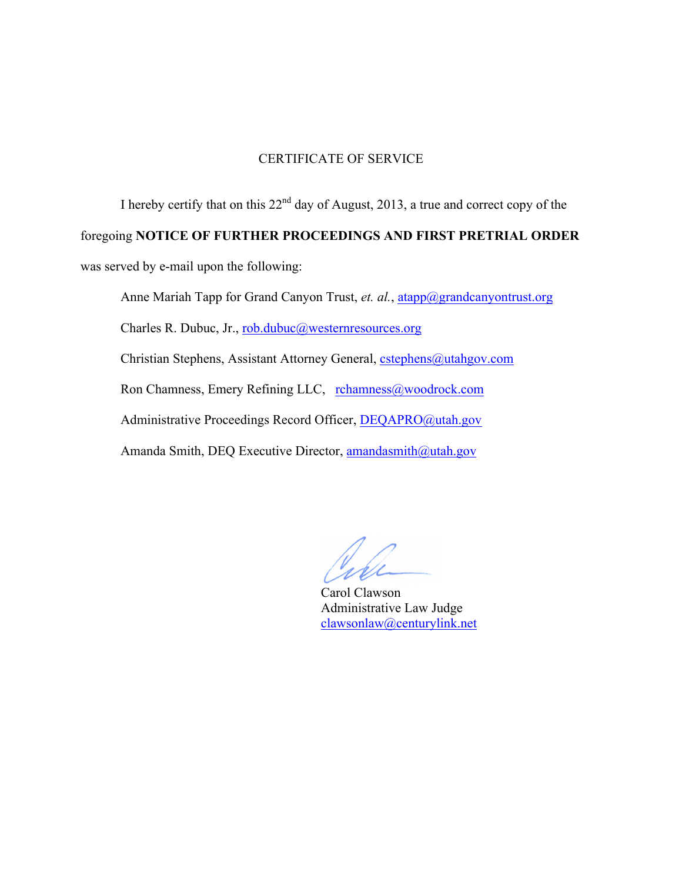CERTIFICATE OF SERVICE

I hereby certify that on this 22nd day of August, 2013, a true and correct copy of the foregoing **NOTICE OF FURTHER PROCEEDINGS AND FIRST PRETRIAL ORDER** was served by e-mail upon the following:

Anne Mariah Tapp for Grand Canyon Trust, *et. al.*, atapp@grandcanyontrust.org

Charles R. Dubuc, Jr., rob.dubuc@westernresources.org

Christian Stephens, Assistant Attorney General, cstephens@utahgov.com

Ron Chamness, Emery Refining LLC, rchamness@woodrock.com

Administrative Proceedings Record Officer, DEQAPRO@utah.gov

Amanda Smith, DEQ Executive Director, amandasmith@utah.gov

Carol Clawson
Administrative Law Judge
clawsonlaw@centurylink.net